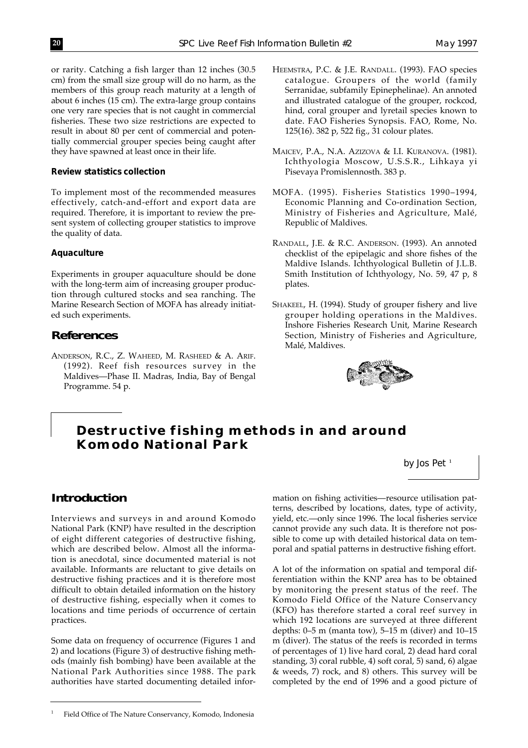or rarity. Catching a fish larger than 12 inches (30.5 cm) from the small size group will do no harm, as the members of this group reach maturity at a length of about 6 inches (15 cm). The extra-large group contains one very rare species that is not caught in commercial fisheries. These two size restrictions are expected to result in about 80 per cent of commercial and potentially commercial grouper species being caught after they have spawned at least once in their life.

**Review statistics collection**

To implement most of the recommended measures effectively, catch-and-effort and export data are required. Therefore, it is important to review the present system of collecting grouper statistics to improve the quality of data.

**Aquaculture**

Experiments in grouper aquaculture should be done with the long-term aim of increasing grouper production through cultured stocks and sea ranching. The Marine Research Section of MOFA has already initiated such experiments.

## References

ANDERSON, R.C., Z. WAHEED, M. RASHEED & A. ARIF. (1992). Reef fish resources survey in the Maldives—Phase II. Madras, India, Bay of Bengal Programme. 54 p.

HEEMSTRA, P.C. & J.E. RANDALL. (1993). FAO species catalogue. Groupers of the world (family Serranidae, subfamily Epinephelinae). An annoted and illustrated catalogue of the grouper, rockcod, hind, coral grouper and lyretail species known to date. FAO Fisheries Synopsis. FAO, Rome, No. 125(16). 382 p, 522 fig., 31 colour plates.

MAICEV, P.A., N.A. AZIZOVA & I.I. KURANOVA. (1981). Ichthyologia Moscow, U.S.S.R., Lihkaya yi Pisevaya Promislennosth. 383 p.

MOFA. (1995). Fisheries Statistics 1990–1994, Economic Planning and Co-ordination Section, Ministry of Fisheries and Agriculture, Malé, Republic of Maldives.

RANDALL, J.E. & R.C. ANDERSON. (1993). An annoted checklist of the epipelagic and shore fishes of the Maldive Islands. Ichthyological Bulletin of J.L.B. Smith Institution of Ichthyology, No. 59, 47 p, 8 plates.

SHAKEEL, H. (1994). Study of grouper fishery and live grouper holding operations in the Maldives. Inshore Fisheries Research Unit, Marine Research Section, Ministry of Fisheries and Agriculture, Malé, Maldives.

# Destructive fishing methods in and around Komodo National Park

by Jos Pet [1]

## Introduction

Interviews and surveys in and around Komodo National Park (KNP) have resulted in the description of eight different categories of destructive fishing, which are described below. Almost all the information is anecdotal, since documented material is not available. Informants are reluctant to give details on destructive fishing practices and it is therefore most difficult to obtain detailed information on the history of destructive fishing, especially when it comes to locations and time periods of occurrence of certain practices.

Some data on frequency of occurrence (Figures 1 and 2) and locations (Figure 3) of destructive fishing methods (mainly fish bombing) have been available at the National Park Authorities since 1988. The park authorities have started documenting detailed information on fishing activities—resource utilisation patterns, described by locations, dates, type of activity, yield, etc.—only since 1996. The local fisheries service cannot provide any such data. It is therefore not possible to come up with detailed historical data on temporal and spatial patterns in destructive fishing effort.

A lot of the information on spatial and temporal differentiation within the KNP area has to be obtained by monitoring the present status of the reef. The Komodo Field Office of the Nature Conservancy (KFO) has therefore started a coral reef survey in which 192 locations are surveyed at three different depths: 0–5 m (manta tow), 5–15 m (diver) and 10–15 m (diver). The status of the reefs is recorded in terms of percentages of 1) live hard coral, 2) dead hard coral standing, 3) coral rubble, 4) soft coral, 5) sand, 6) algae & weeds, 7) rock, and 8) others. This survey will be completed by the end of 1996 and a good picture of

[1] Field Office of The Nature Conservancy, Komodo, Indonesia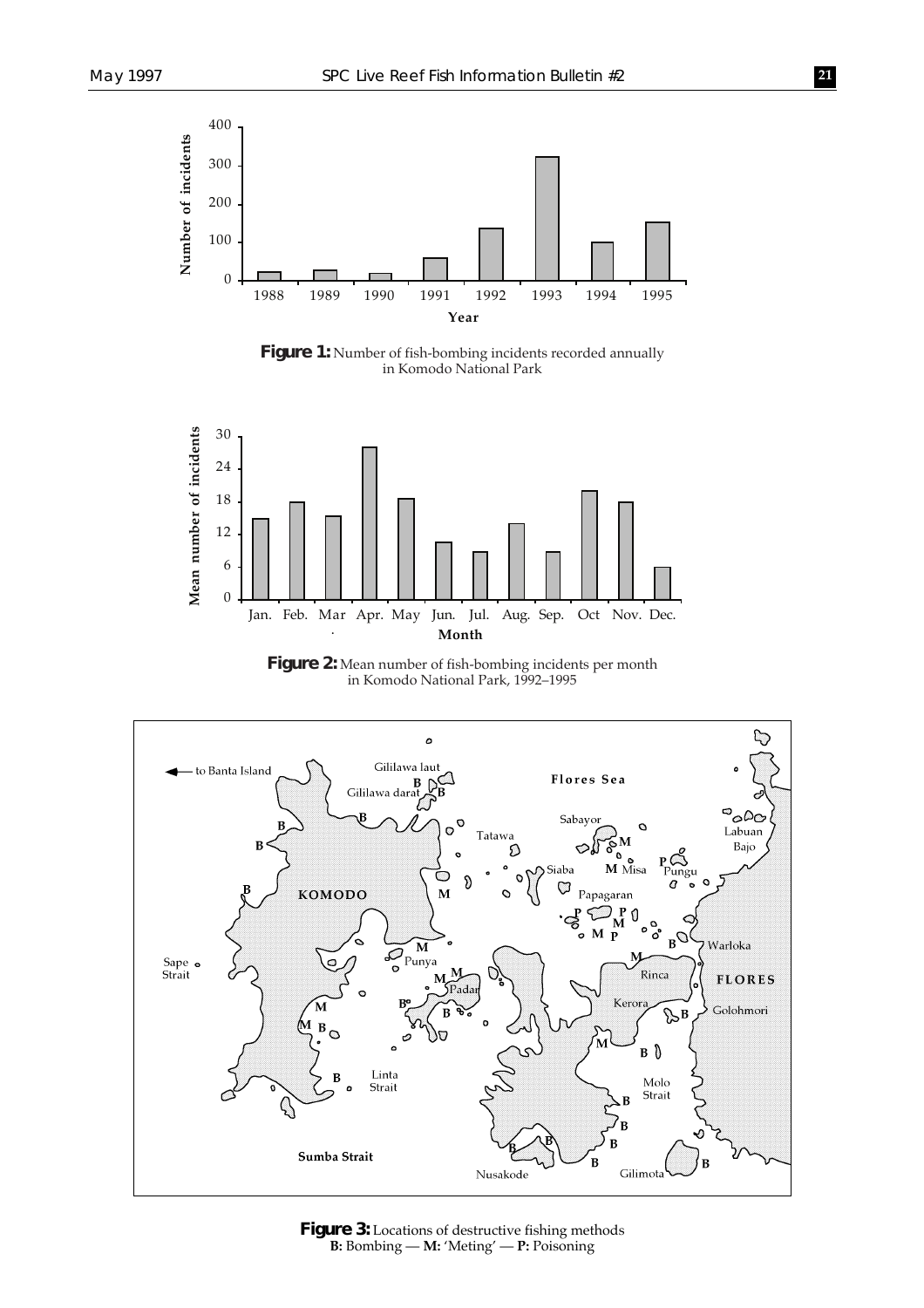**Figure 1:** Number of fish-bombing incidents recorded annually in Komodo National Park

**Figure 2:** Mean number of fish-bombing incidents per month in Komodo National Park, 1992–1995

**Figure 3:** Locations of destructive fishing methods
**B:** Bombing — **M:** 'Meting' — **P:** Poisoning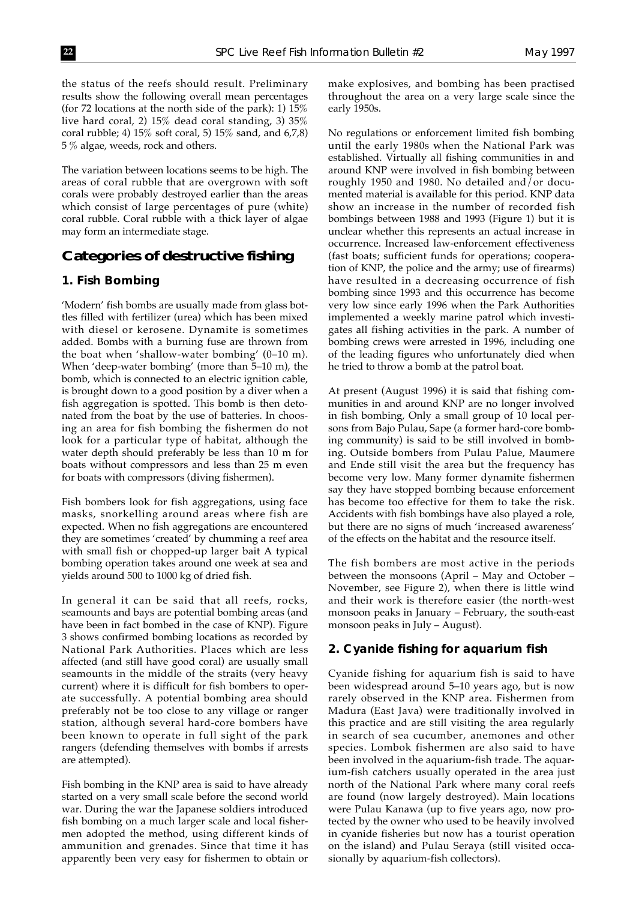the status of the reefs should result. Preliminary results show the following overall mean percentages (for 72 locations at the north side of the park): 1) 15% live hard coral, 2) 15% dead coral standing, 3) 35% coral rubble; 4) 15% soft coral, 5) 15% sand, and 6,7,8) 5 % algae, weeds, rock and others.

The variation between locations seems to be high. The areas of coral rubble that are overgrown with soft corals were probably destroyed earlier than the areas which consist of large percentages of pure (white) coral rubble. Coral rubble with a thick layer of algae may form an intermediate stage.

## Categories of destructive fishing

### 1. Fish Bombing

'Modern' fish bombs are usually made from glass bottles filled with fertilizer (urea) which has been mixed with diesel or kerosene. Dynamite is sometimes added. Bombs with a burning fuse are thrown from the boat when 'shallow-water bombing' (0–10 m). When 'deep-water bombing' (more than 5–10 m), the bomb, which is connected to an electric ignition cable, is brought down to a good position by a diver when a fish aggregation is spotted. This bomb is then detonated from the boat by the use of batteries. In choosing an area for fish bombing the fishermen do not look for a particular type of habitat, although the water depth should preferably be less than 10 m for boats without compressors and less than 25 m even for boats with compressors (diving fishermen).

Fish bombers look for fish aggregations, using face masks, snorkelling around areas where fish are expected. When no fish aggregations are encountered they are sometimes 'created' by chumming a reef area with small fish or chopped-up larger bait A typical bombing operation takes around one week at sea and yields around 500 to 1000 kg of dried fish.

In general it can be said that all reefs, rocks, seamounts and bays are potential bombing areas (and have been in fact bombed in the case of KNP). Figure 3 shows confirmed bombing locations as recorded by National Park Authorities. Places which are less affected (and still have good coral) are usually small seamounts in the middle of the straits (very heavy current) where it is difficult for fish bombers to operate successfully. A potential bombing area should preferably not be too close to any village or ranger station, although several hard-core bombers have been known to operate in full sight of the park rangers (defending themselves with bombs if arrests are attempted).

Fish bombing in the KNP area is said to have already started on a very small scale before the second world war. During the war the Japanese soldiers introduced fish bombing on a much larger scale and local fishermen adopted the method, using different kinds of ammunition and grenades. Since that time it has apparently been very easy for fishermen to obtain or make explosives, and bombing has been practised throughout the area on a very large scale since the early 1950s.

No regulations or enforcement limited fish bombing until the early 1980s when the National Park was established. Virtually all fishing communities in and around KNP were involved in fish bombing between roughly 1950 and 1980. No detailed and/or documented material is available for this period. KNP data show an increase in the number of recorded fish bombings between 1988 and 1993 (Figure 1) but it is unclear whether this represents an actual increase in occurrence. Increased law-enforcement effectiveness (fast boats; sufficient funds for operations; cooperation of KNP, the police and the army; use of firearms) have resulted in a decreasing occurrence of fish bombing since 1993 and this occurrence has become very low since early 1996 when the Park Authorities implemented a weekly marine patrol which investigates all fishing activities in the park. A number of bombing crews were arrested in 1996, including one of the leading figures who unfortunately died when he tried to throw a bomb at the patrol boat.

At present (August 1996) it is said that fishing communities in and around KNP are no longer involved in fish bombing, Only a small group of 10 local persons from Bajo Pulau, Sape (a former hard-core bombing community) is said to be still involved in bombing. Outside bombers from Pulau Palue, Maumere and Ende still visit the area but the frequency has become very low. Many former dynamite fishermen say they have stopped bombing because enforcement has become too effective for them to take the risk. Accidents with fish bombings have also played a role, but there are no signs of much 'increased awareness' of the effects on the habitat and the resource itself.

The fish bombers are most active in the periods between the monsoons (April – May and October – November, see Figure 2), when there is little wind and their work is therefore easier (the north-west monsoon peaks in January – February, the south-east monsoon peaks in July – August).

### 2. Cyanide fishing for aquarium fish

Cyanide fishing for aquarium fish is said to have been widespread around 5–10 years ago, but is now rarely observed in the KNP area. Fishermen from Madura (East Java) were traditionally involved in this practice and are still visiting the area regularly in search of sea cucumber, anemones and other species. Lombok fishermen are also said to have been involved in the aquarium-fish trade. The aquarium-fish catchers usually operated in the area just north of the National Park where many coral reefs are found (now largely destroyed). Main locations were Pulau Kanawa (up to five years ago, now protected by the owner who used to be heavily involved in cyanide fisheries but now has a tourist operation on the island) and Pulau Seraya (still visited occasionally by aquarium-fish collectors).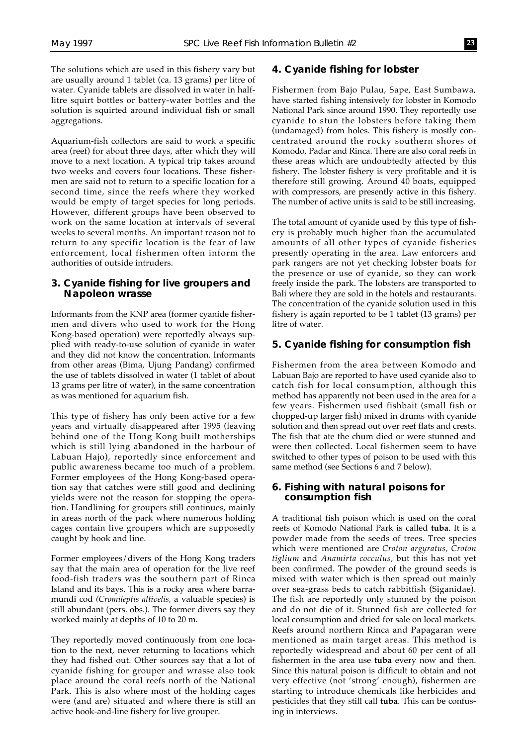The solutions which are used in this fishery vary but are usually around 1 tablet (ca. 13 grams) per litre of water. Cyanide tablets are dissolved in water in half-litre squirt bottles or battery-water bottles and the solution is squirted around individual fish or small aggregations.

Aquarium-fish collectors are said to work a specific area (reef) for about three days, after which they will move to a next location. A typical trip takes around two weeks and covers four locations. These fishermen are said not to return to a specific location for a second time, since the reefs where they worked would be empty of target species for long periods. However, different groups have been observed to work on the same location at intervals of several weeks to several months. An important reason not to return to any specific location is the fear of law enforcement, local fishermen often inform the authorities of outside intruders.

## 3. Cyanide fishing for live groupers and Napoleon wrasse

Informants from the KNP area (former cyanide fishermen and divers who used to work for the Hong Kong-based operation) were reportedly always supplied with ready-to-use solution of cyanide in water and they did not know the concentration. Informants from other areas (Bima, Ujung Pandang) confirmed the use of tablets dissolved in water (1 tablet of about 13 grams per litre of water), in the same concentration as was mentioned for aquarium fish.

This type of fishery has only been active for a few years and virtually disappeared after 1995 (leaving behind one of the Hong Kong built motherships which is still lying abandoned in the harbour of Labuan Hajo), reportedly since enforcement and public awareness became too much of a problem. Former employees of the Hong Kong-based operation say that catches were still good and declining yields were not the reason for stopping the operation. Handlining for groupers still continues, mainly in areas north of the park where numerous holding cages contain live groupers which are supposedly caught by hook and line.

Former employees/divers of the Hong Kong traders say that the main area of operation for the live reef food-fish traders was the southern part of Rinca Island and its bays. This is a rocky area where barramundi cod *(Cromileptis altivelis,* a valuable species) is still abundant (pers. obs.). The former divers say they worked mainly at depths of 10 to 20 m.

They reportedly moved continuously from one location to the next, never returning to locations which they had fished out. Other sources say that a lot of cyanide fishing for grouper and wrasse also took place around the coral reefs north of the National Park. This is also where most of the holding cages were (and are) situated and where there is still an active hook-and-line fishery for live grouper.

## 4. Cyanide fishing for lobster

Fishermen from Bajo Pulau, Sape, East Sumbawa, have started fishing intensively for lobster in Komodo National Park since around 1990. They reportedly use cyanide to stun the lobsters before taking them (undamaged) from holes. This fishery is mostly concentrated around the rocky southern shores of Komodo, Padar and Rinca. There are also coral reefs in these areas which are undoubtedly affected by this fishery. The lobster fishery is very profitable and it is therefore still growing. Around 40 boats, equipped with compressors, are presently active in this fishery. The number of active units is said to be still increasing.

The total amount of cyanide used by this type of fishery is probably much higher than the accumulated amounts of all other types of cyanide fisheries presently operating in the area. Law enforcers and park rangers are not yet checking lobster boats for the presence or use of cyanide, so they can work freely inside the park. The lobsters are transported to Bali where they are sold in the hotels and restaurants. The concentration of the cyanide solution used in this fishery is again reported to be 1 tablet (13 grams) per litre of water.

## 5. Cyanide fishing for consumption fish

Fishermen from the area between Komodo and Labuan Bajo are reported to have used cyanide also to catch fish for local consumption, although this method has apparently not been used in the area for a few years. Fishermen used fishbait (small fish or chopped-up larger fish) mixed in drums with cyanide solution and then spread out over reef flats and crests. The fish that ate the chum died or were stunned and were then collected. Local fishermen seem to have switched to other types of poison to be used with this same method (see Sections 6 and 7 below).

## 6. Fishing with natural poisons for consumption fish

A traditional fish poison which is used on the coral reefs of Komodo National Park is called **tuba**. It is a powder made from the seeds of trees. Tree species which were mentioned are *Croton argyratus, Croton tiglium* and *Anamirta cocculus,* but this has not yet been confirmed. The powder of the ground seeds is mixed with water which is then spread out mainly over sea-grass beds to catch rabbitfish (Siganidae). The fish are reportedly only stunned by the poison and do not die of it. Stunned fish are collected for local consumption and dried for sale on local markets. Reefs around northern Rinca and Papagaran were mentioned as main target areas. This method is reportedly widespread and about 60 per cent of all fishermen in the area use **tuba** every now and then. Since this natural poison is difficult to obtain and not very effective (not 'strong' enough), fishermen are starting to introduce chemicals like herbicides and pesticides that they still call **tuba**. This can be confusing in interviews.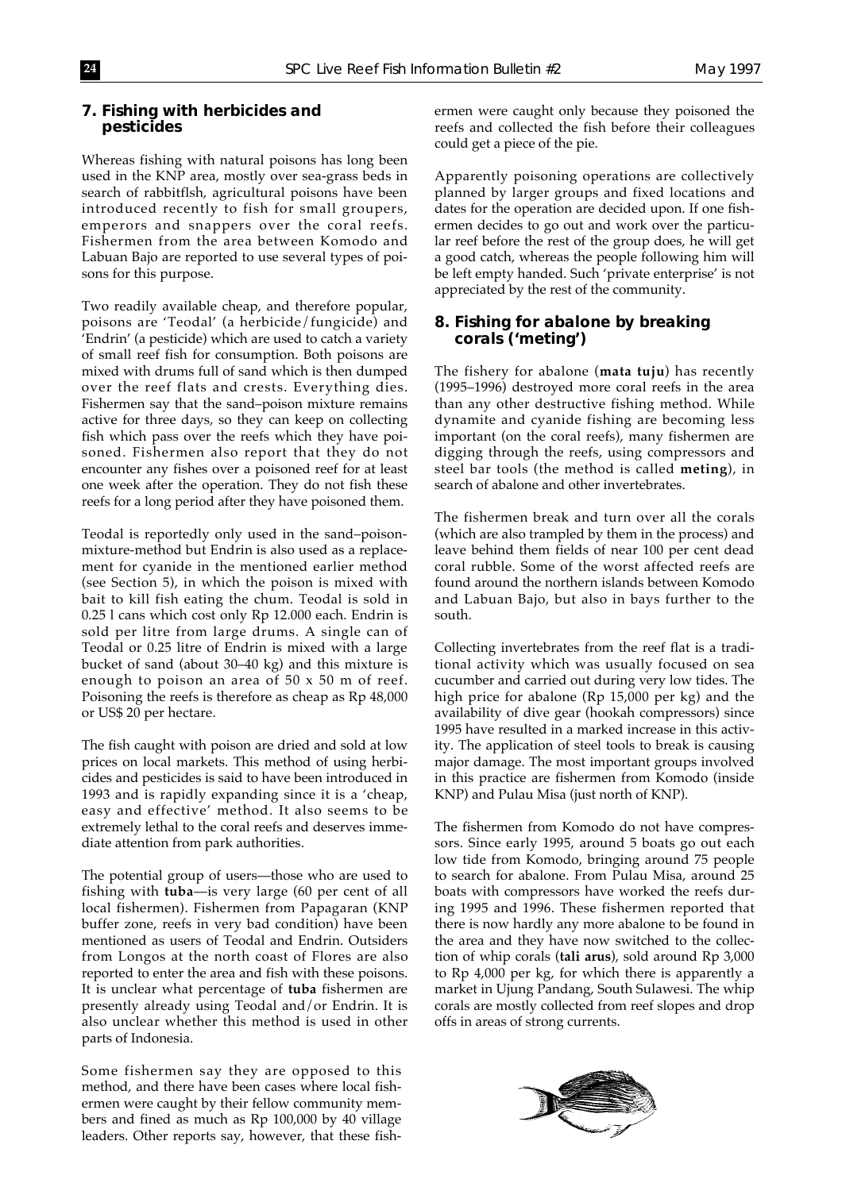### 7. Fishing with herbicides and pesticides

Whereas fishing with natural poisons has long been used in the KNP area, mostly over sea-grass beds in search of rabbitflsh, agricultural poisons have been introduced recently to fish for small groupers, emperors and snappers over the coral reefs. Fishermen from the area between Komodo and Labuan Bajo are reported to use several types of poisons for this purpose.

Two readily available cheap, and therefore popular, poisons are 'Teodal' (a herbicide/fungicide) and 'Endrin' (a pesticide) which are used to catch a variety of small reef fish for consumption. Both poisons are mixed with drums full of sand which is then dumped over the reef flats and crests. Everything dies. Fishermen say that the sand–poison mixture remains active for three days, so they can keep on collecting fish which pass over the reefs which they have poisoned. Fishermen also report that they do not encounter any fishes over a poisoned reef for at least one week after the operation. They do not fish these reefs for a long period after they have poisoned them.

Teodal is reportedly only used in the sand–poison-mixture-method but Endrin is also used as a replacement for cyanide in the mentioned earlier method (see Section 5), in which the poison is mixed with bait to kill fish eating the chum. Teodal is sold in 0.25 l cans which cost only Rp 12.000 each. Endrin is sold per litre from large drums. A single can of Teodal or 0.25 litre of Endrin is mixed with a large bucket of sand (about 30–40 kg) and this mixture is enough to poison an area of 50 x 50 m of reef. Poisoning the reefs is therefore as cheap as Rp 48,000 or US$ 20 per hectare.

The fish caught with poison are dried and sold at low prices on local markets. This method of using herbicides and pesticides is said to have been introduced in 1993 and is rapidly expanding since it is a 'cheap, easy and effective' method. It also seems to be extremely lethal to the coral reefs and deserves immediate attention from park authorities.

The potential group of users—those who are used to fishing with **tuba**—is very large (60 per cent of all local fishermen). Fishermen from Papagaran (KNP buffer zone, reefs in very bad condition) have been mentioned as users of Teodal and Endrin. Outsiders from Longos at the north coast of Flores are also reported to enter the area and fish with these poisons. It is unclear what percentage of **tuba** fishermen are presently already using Teodal and/or Endrin. It is also unclear whether this method is used in other parts of Indonesia.

Some fishermen say they are opposed to this method, and there have been cases where local fishermen were caught by their fellow community members and fined as much as Rp 100,000 by 40 village leaders. Other reports say, however, that these fishermen were caught only because they poisoned the reefs and collected the fish before their colleagues could get a piece of the pie.

Apparently poisoning operations are collectively planned by larger groups and fixed locations and dates for the operation are decided upon. If one fishermen decides to go out and work over the particular reef before the rest of the group does, he will get a good catch, whereas the people following him will be left empty handed. Such 'private enterprise' is not appreciated by the rest of the community.

### 8. Fishing for abalone by breaking corals ('meting')

The fishery for abalone (**mata tuju**) has recently (1995–1996) destroyed more coral reefs in the area than any other destructive fishing method. While dynamite and cyanide fishing are becoming less important (on the coral reefs), many fishermen are digging through the reefs, using compressors and steel bar tools (the method is called **meting**), in search of abalone and other invertebrates.

The fishermen break and turn over all the corals (which are also trampled by them in the process) and leave behind them fields of near 100 per cent dead coral rubble. Some of the worst affected reefs are found around the northern islands between Komodo and Labuan Bajo, but also in bays further to the south.

Collecting invertebrates from the reef flat is a traditional activity which was usually focused on sea cucumber and carried out during very low tides. The high price for abalone (Rp 15,000 per kg) and the availability of dive gear (hookah compressors) since 1995 have resulted in a marked increase in this activity. The application of steel tools to break is causing major damage. The most important groups involved in this practice are fishermen from Komodo (inside KNP) and Pulau Misa (just north of KNP).

The fishermen from Komodo do not have compressors. Since early 1995, around 5 boats go out each low tide from Komodo, bringing around 75 people to search for abalone. From Pulau Misa, around 25 boats with compressors have worked the reefs during 1995 and 1996. These fishermen reported that there is now hardly any more abalone to be found in the area and they have now switched to the collection of whip corals (**tali arus**), sold around Rp 3,000 to Rp 4,000 per kg, for which there is apparently a market in Ujung Pandang, South Sulawesi. The whip corals are mostly collected from reef slopes and drop offs in areas of strong currents.